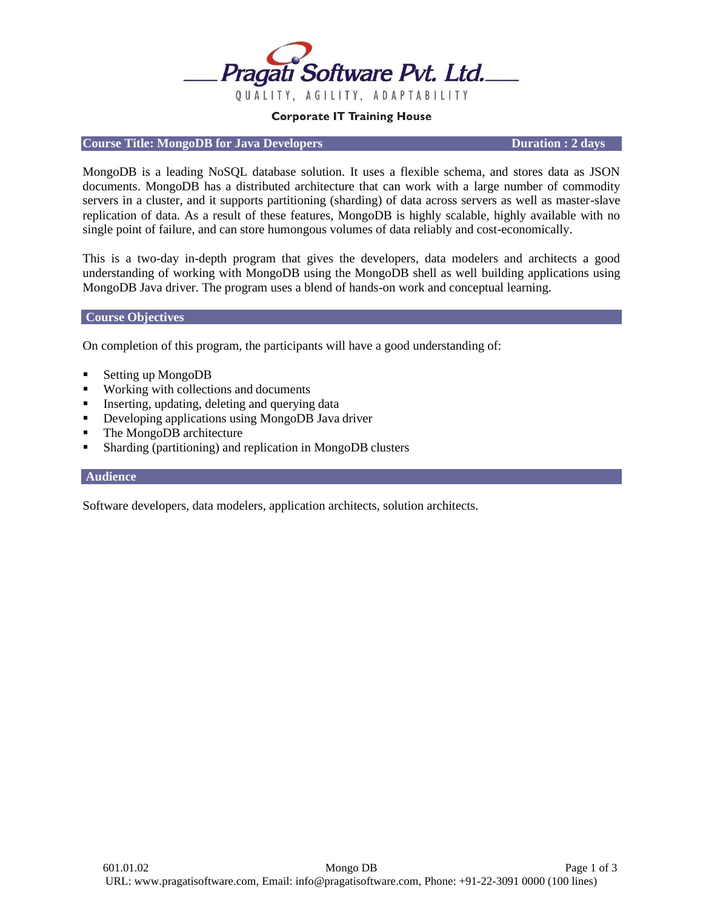**Pragati Software Pvt. Ltd.**

QUALITY, AGILITY, ADAPTABILITY

**Corporate IT Training House**

## Course Title: MongoDB for Java Developers — Duration : 2 days

MongoDB is a leading NoSQL database solution. It uses a flexible schema, and stores data as JSON documents. MongoDB has a distributed architecture that can work with a large number of commodity servers in a cluster, and it supports partitioning (sharding) of data across servers as well as master-slave replication of data. As a result of these features, MongoDB is highly scalable, highly available with no single point of failure, and can store humongous volumes of data reliably and cost-economically.

This is a two-day in-depth program that gives the developers, data modelers and architects a good understanding of working with MongoDB using the MongoDB shell as well building applications using MongoDB Java driver. The program uses a blend of hands-on work and conceptual learning.

## Course Objectives

On completion of this program, the participants will have a good understanding of:

- Setting up MongoDB
- Working with collections and documents
- Inserting, updating, deleting and querying data
- Developing applications using MongoDB Java driver
- The MongoDB architecture
- Sharding (partitioning) and replication in MongoDB clusters

## Audience

Software developers, data modelers, application architects, solution architects.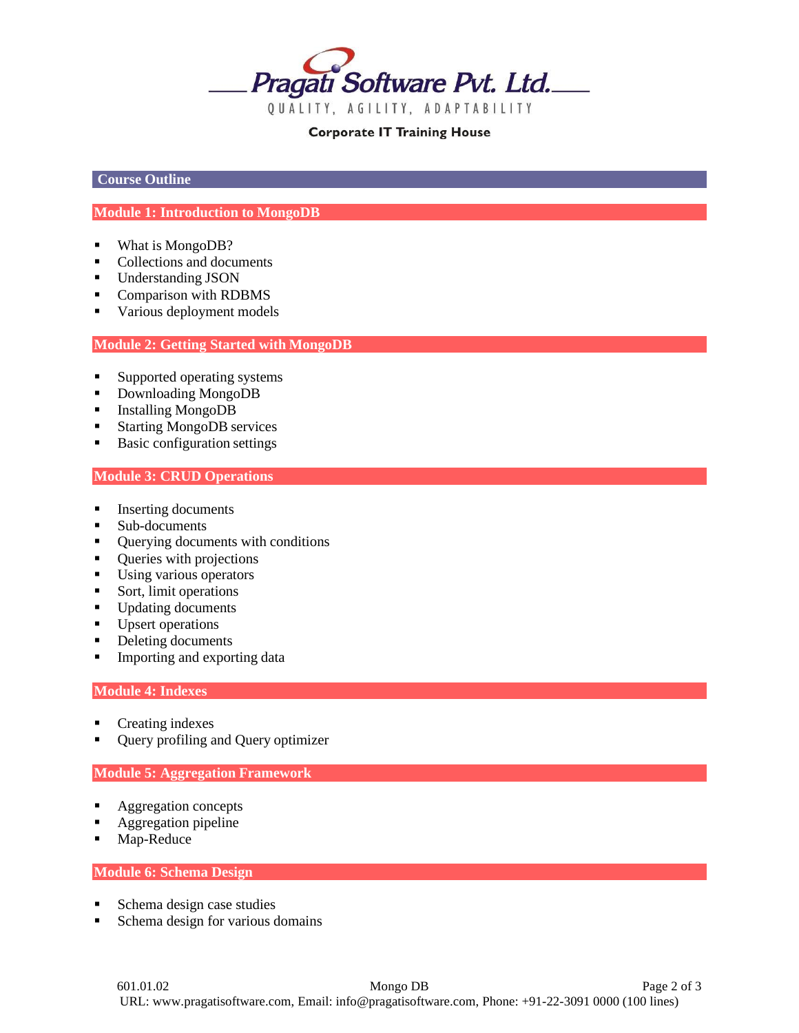# Pragati Software Pvt. Ltd.

QUALITY, AGILITY, ADAPTABILITY

**Corporate IT Training House**

## Course Outline

### Module 1: Introduction to MongoDB

- What is MongoDB?
- Collections and documents
- Understanding JSON
- Comparison with RDBMS
- Various deployment models

### Module 2: Getting Started with MongoDB

- Supported operating systems
- Downloading MongoDB
- Installing MongoDB
- Starting MongoDB services
- Basic configuration settings

### Module 3: CRUD Operations

- Inserting documents
- Sub-documents
- Querying documents with conditions
- Queries with projections
- Using various operators
- Sort, limit operations
- Updating documents
- Upsert operations
- Deleting documents
- Importing and exporting data

### Module 4: Indexes

- Creating indexes
- Query profiling and Query optimizer

### Module 5: Aggregation Framework

- Aggregation concepts
- Aggregation pipeline
- Map-Reduce

### Module 6: Schema Design

- Schema design case studies
- Schema design for various domains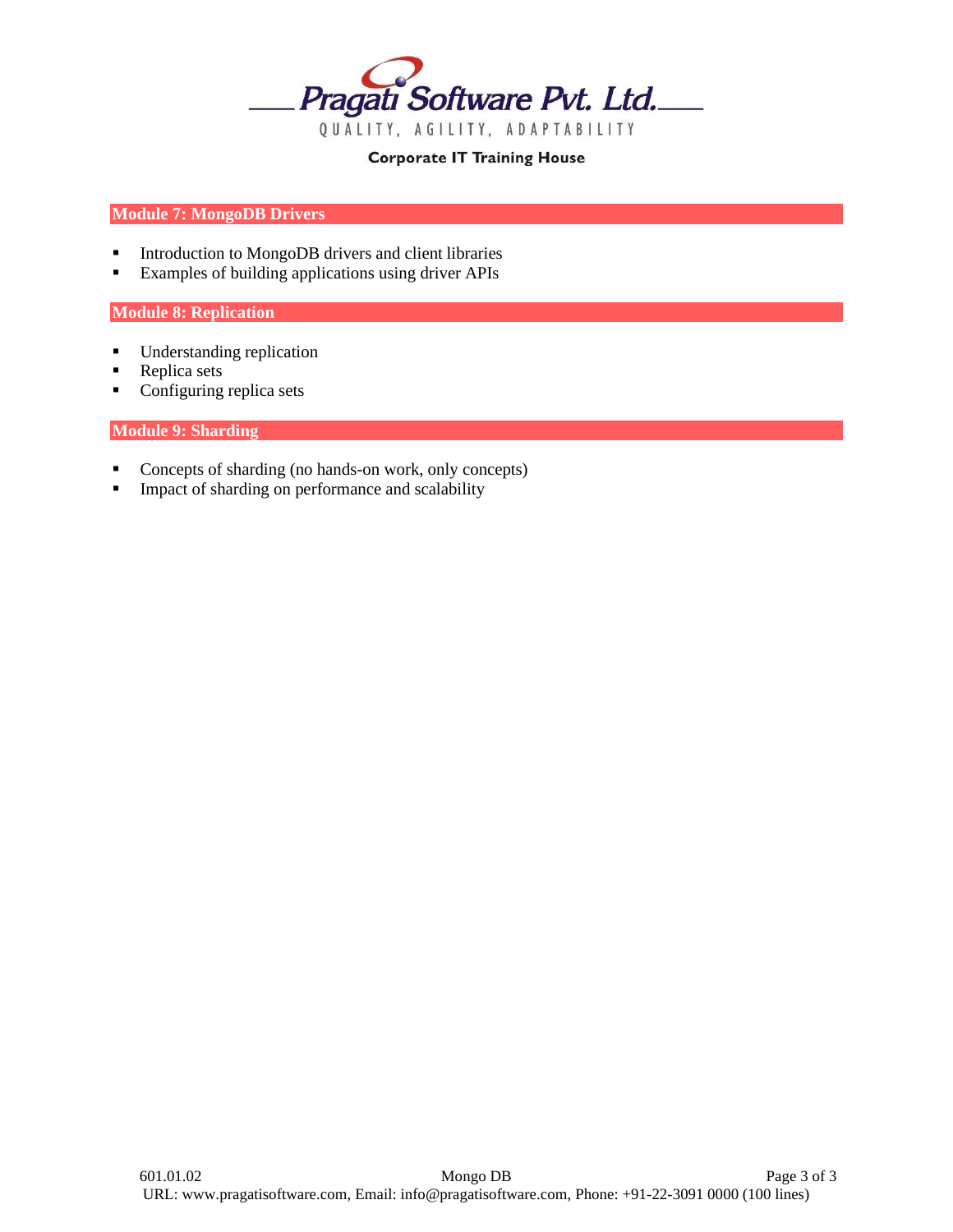## Module 7: MongoDB Drivers

- Introduction to MongoDB drivers and client libraries
- Examples of building applications using driver APIs

## Module 8: Replication

- Understanding replication
- Replica sets
- Configuring replica sets

## Module 9: Sharding

- Concepts of sharding (no hands-on work, only concepts)
- Impact of sharding on performance and scalability